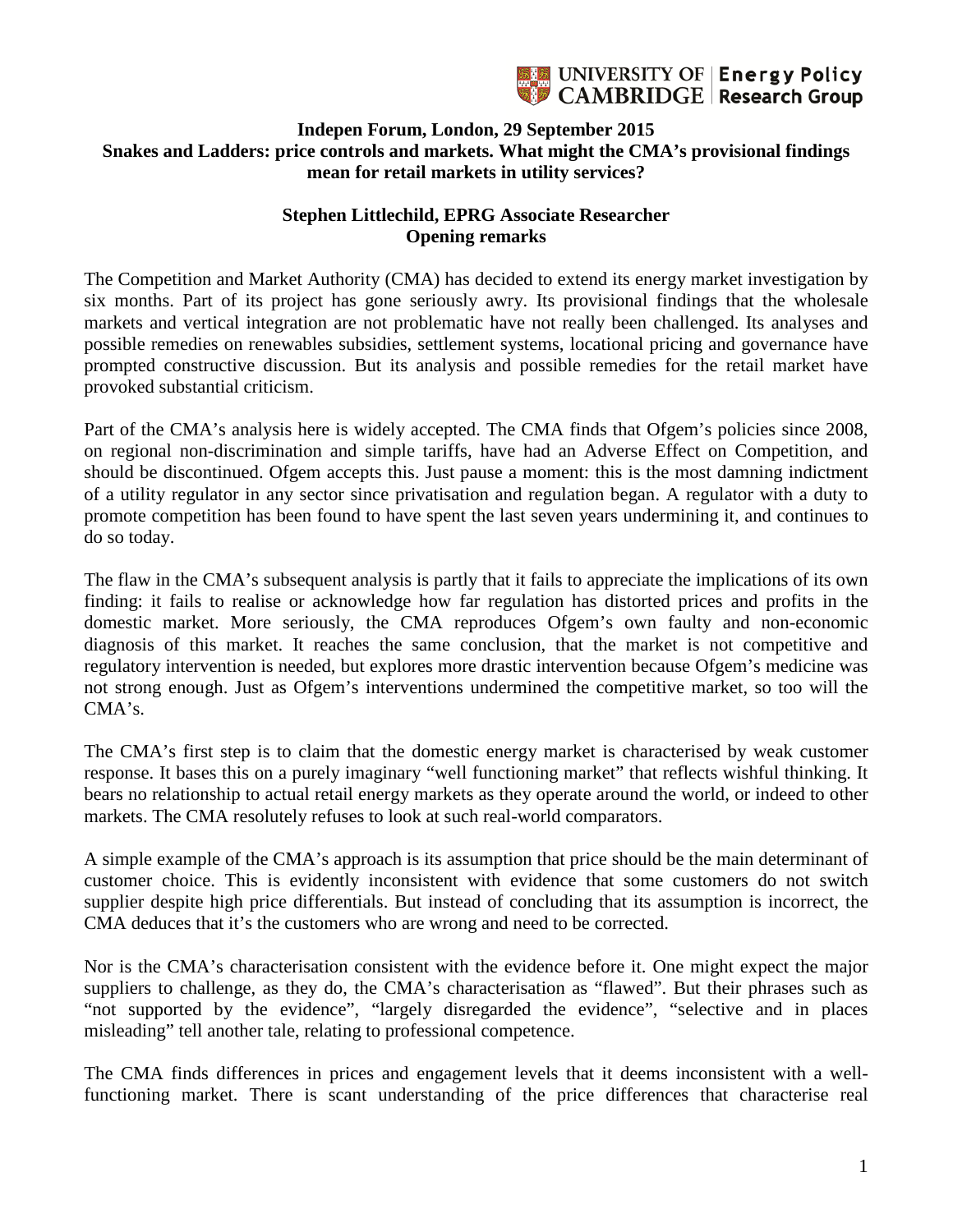UNIVERSITY OF CAMBRIDGE | Energy Policy Research Group

**Indepen Forum, London, 29 September 2015**
**Snakes and Ladders: price controls and markets. What might the CMA's provisional findings mean for retail markets in utility services?**

**Stephen Littlechild, EPRG Associate Researcher**
**Opening remarks**

The Competition and Market Authority (CMA) has decided to extend its energy market investigation by six months. Part of its project has gone seriously awry. Its provisional findings that the wholesale markets and vertical integration are not problematic have not really been challenged. Its analyses and possible remedies on renewables subsidies, settlement systems, locational pricing and governance have prompted constructive discussion. But its analysis and possible remedies for the retail market have provoked substantial criticism.

Part of the CMA's analysis here is widely accepted. The CMA finds that Ofgem's policies since 2008, on regional non-discrimination and simple tariffs, have had an Adverse Effect on Competition, and should be discontinued. Ofgem accepts this. Just pause a moment: this is the most damning indictment of a utility regulator in any sector since privatisation and regulation began. A regulator with a duty to promote competition has been found to have spent the last seven years undermining it, and continues to do so today.

The flaw in the CMA's subsequent analysis is partly that it fails to appreciate the implications of its own finding: it fails to realise or acknowledge how far regulation has distorted prices and profits in the domestic market. More seriously, the CMA reproduces Ofgem's own faulty and non-economic diagnosis of this market. It reaches the same conclusion, that the market is not competitive and regulatory intervention is needed, but explores more drastic intervention because Ofgem's medicine was not strong enough. Just as Ofgem's interventions undermined the competitive market, so too will the CMA's.

The CMA's first step is to claim that the domestic energy market is characterised by weak customer response. It bases this on a purely imaginary "well functioning market" that reflects wishful thinking. It bears no relationship to actual retail energy markets as they operate around the world, or indeed to other markets. The CMA resolutely refuses to look at such real-world comparators.

A simple example of the CMA's approach is its assumption that price should be the main determinant of customer choice. This is evidently inconsistent with evidence that some customers do not switch supplier despite high price differentials. But instead of concluding that its assumption is incorrect, the CMA deduces that it's the customers who are wrong and need to be corrected.

Nor is the CMA's characterisation consistent with the evidence before it. One might expect the major suppliers to challenge, as they do, the CMA's characterisation as "flawed". But their phrases such as "not supported by the evidence", "largely disregarded the evidence", "selective and in places misleading" tell another tale, relating to professional competence.

The CMA finds differences in prices and engagement levels that it deems inconsistent with a well-functioning market. There is scant understanding of the price differences that characterise real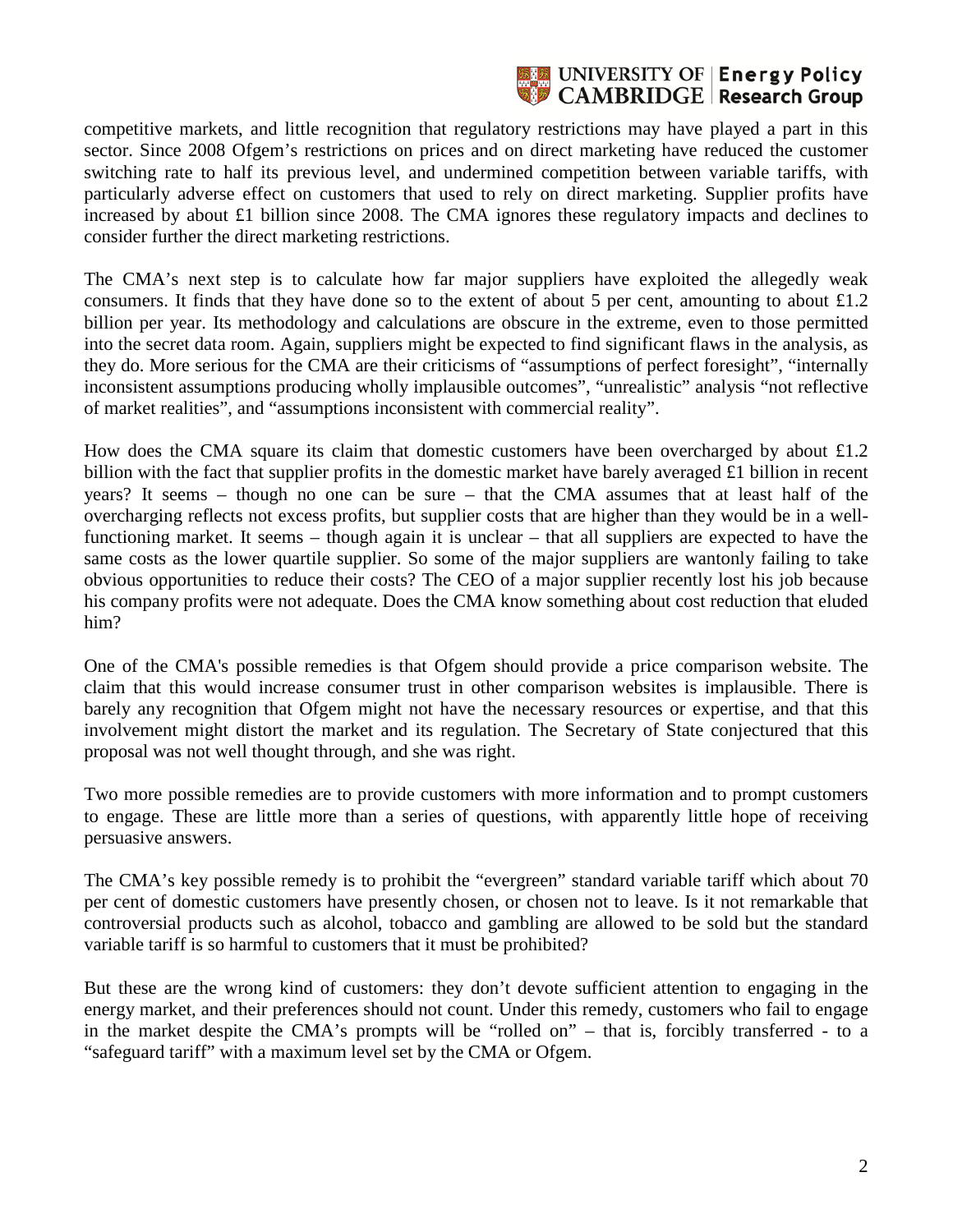competitive markets, and little recognition that regulatory restrictions may have played a part in this sector. Since 2008 Ofgem's restrictions on prices and on direct marketing have reduced the customer switching rate to half its previous level, and undermined competition between variable tariffs, with particularly adverse effect on customers that used to rely on direct marketing. Supplier profits have increased by about £1 billion since 2008. The CMA ignores these regulatory impacts and declines to consider further the direct marketing restrictions.

The CMA's next step is to calculate how far major suppliers have exploited the allegedly weak consumers. It finds that they have done so to the extent of about 5 per cent, amounting to about £1.2 billion per year. Its methodology and calculations are obscure in the extreme, even to those permitted into the secret data room. Again, suppliers might be expected to find significant flaws in the analysis, as they do. More serious for the CMA are their criticisms of "assumptions of perfect foresight", "internally inconsistent assumptions producing wholly implausible outcomes", "unrealistic" analysis "not reflective of market realities", and "assumptions inconsistent with commercial reality".

How does the CMA square its claim that domestic customers have been overcharged by about £1.2 billion with the fact that supplier profits in the domestic market have barely averaged £1 billion in recent years? It seems – though no one can be sure – that the CMA assumes that at least half of the overcharging reflects not excess profits, but supplier costs that are higher than they would be in a well-functioning market. It seems – though again it is unclear – that all suppliers are expected to have the same costs as the lower quartile supplier. So some of the major suppliers are wantonly failing to take obvious opportunities to reduce their costs? The CEO of a major supplier recently lost his job because his company profits were not adequate. Does the CMA know something about cost reduction that eluded him?

One of the CMA's possible remedies is that Ofgem should provide a price comparison website. The claim that this would increase consumer trust in other comparison websites is implausible. There is barely any recognition that Ofgem might not have the necessary resources or expertise, and that this involvement might distort the market and its regulation. The Secretary of State conjectured that this proposal was not well thought through, and she was right.

Two more possible remedies are to provide customers with more information and to prompt customers to engage. These are little more than a series of questions, with apparently little hope of receiving persuasive answers.

The CMA's key possible remedy is to prohibit the "evergreen" standard variable tariff which about 70 per cent of domestic customers have presently chosen, or chosen not to leave. Is it not remarkable that controversial products such as alcohol, tobacco and gambling are allowed to be sold but the standard variable tariff is so harmful to customers that it must be prohibited?

But these are the wrong kind of customers: they don't devote sufficient attention to engaging in the energy market, and their preferences should not count. Under this remedy, customers who fail to engage in the market despite the CMA's prompts will be "rolled on" – that is, forcibly transferred - to a "safeguard tariff" with a maximum level set by the CMA or Ofgem.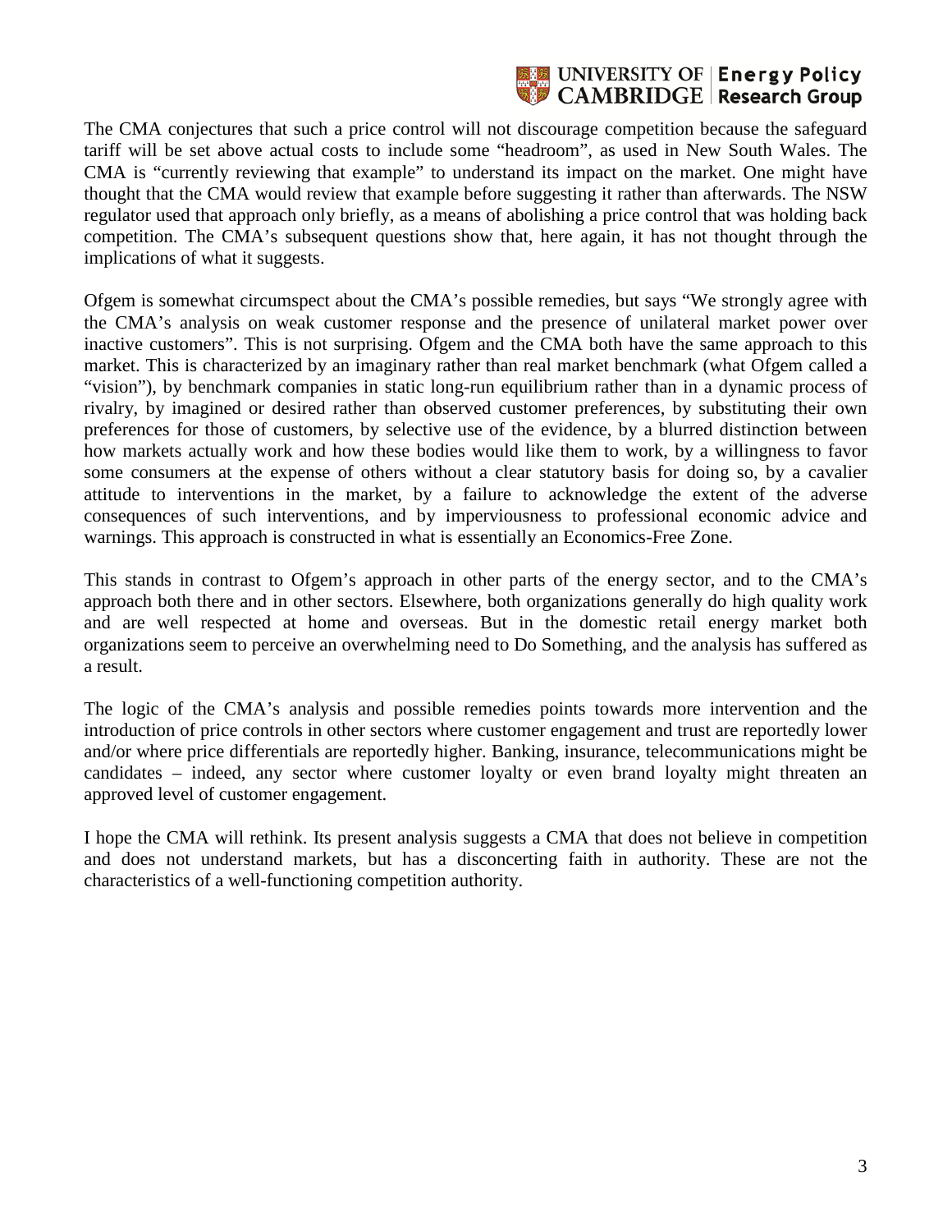The CMA conjectures that such a price control will not discourage competition because the safeguard tariff will be set above actual costs to include some "headroom", as used in New South Wales. The CMA is "currently reviewing that example" to understand its impact on the market. One might have thought that the CMA would review that example before suggesting it rather than afterwards. The NSW regulator used that approach only briefly, as a means of abolishing a price control that was holding back competition. The CMA's subsequent questions show that, here again, it has not thought through the implications of what it suggests.

Ofgem is somewhat circumspect about the CMA's possible remedies, but says "We strongly agree with the CMA's analysis on weak customer response and the presence of unilateral market power over inactive customers". This is not surprising. Ofgem and the CMA both have the same approach to this market. This is characterized by an imaginary rather than real market benchmark (what Ofgem called a "vision"), by benchmark companies in static long-run equilibrium rather than in a dynamic process of rivalry, by imagined or desired rather than observed customer preferences, by substituting their own preferences for those of customers, by selective use of the evidence, by a blurred distinction between how markets actually work and how these bodies would like them to work, by a willingness to favor some consumers at the expense of others without a clear statutory basis for doing so, by a cavalier attitude to interventions in the market, by a failure to acknowledge the extent of the adverse consequences of such interventions, and by imperviousness to professional economic advice and warnings. This approach is constructed in what is essentially an Economics-Free Zone.

This stands in contrast to Ofgem's approach in other parts of the energy sector, and to the CMA's approach both there and in other sectors. Elsewhere, both organizations generally do high quality work and are well respected at home and overseas. But in the domestic retail energy market both organizations seem to perceive an overwhelming need to Do Something, and the analysis has suffered as a result.

The logic of the CMA's analysis and possible remedies points towards more intervention and the introduction of price controls in other sectors where customer engagement and trust are reportedly lower and/or where price differentials are reportedly higher. Banking, insurance, telecommunications might be candidates – indeed, any sector where customer loyalty or even brand loyalty might threaten an approved level of customer engagement.

I hope the CMA will rethink. Its present analysis suggests a CMA that does not believe in competition and does not understand markets, but has a disconcerting faith in authority. These are not the characteristics of a well-functioning competition authority.